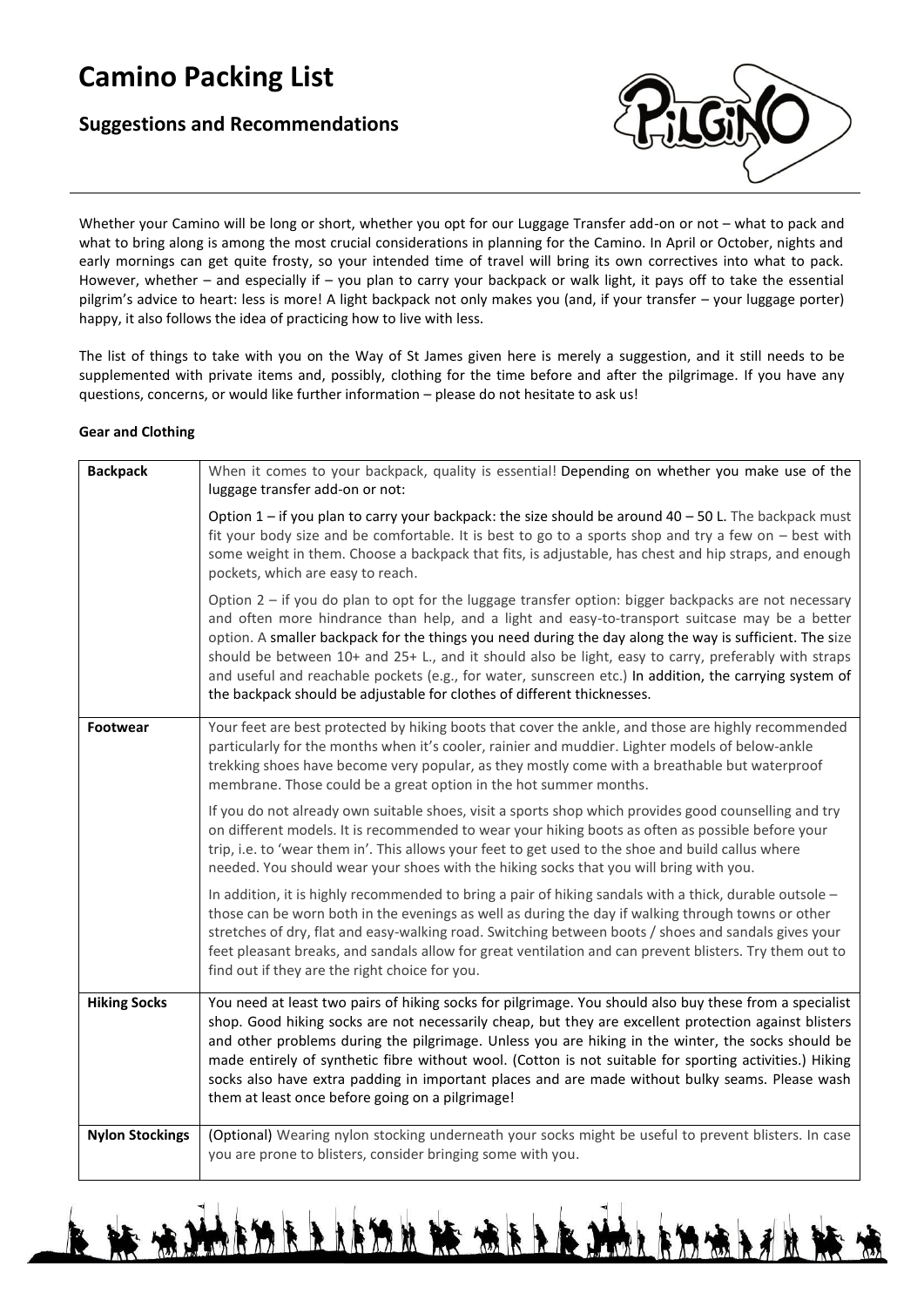# Camino Packing List

## Suggestions and Recommendations

Whether your Camino will be long or short, whether you opt for our Luggage Transfer add-on or not – what to pack and what to bring along is among the most crucial considerations in planning for the Camino. In April or October, nights and early mornings can get quite frosty, so your intended time of travel will bring its own correctives into what to pack. However, whether – and especially if – you plan to carry your backpack or walk light, it pays off to take the essential pilgrim's advice to heart: less is more! A light backpack not only makes you (and, if your transfer – your luggage porter) happy, it also follows the idea of practicing how to live with less.

The list of things to take with you on the Way of St James given here is merely a suggestion, and it still needs to be supplemented with private items and, possibly, clothing for the time before and after the pilgrimage. If you have any questions, concerns, or would like further information – please do not hesitate to ask us!

**Gear and Clothing**

| | |
|---|---|
| **Backpack** | When it comes to your backpack, quality is essential! Depending on whether you make use of the luggage transfer add-on or not:<br><br>Option 1 – if you plan to carry your backpack: the size should be around 40 – 50 L. The backpack must fit your body size and be comfortable. It is best to go to a sports shop and try a few on – best with some weight in them. Choose a backpack that fits, is adjustable, has chest and hip straps, and enough pockets, which are easy to reach.<br><br>Option 2 – if you do plan to opt for the luggage transfer option: bigger backpacks are not necessary and often more hindrance than help, and a light and easy-to-transport suitcase may be a better option. A smaller backpack for the things you need during the day along the way is sufficient. The size should be between 10+ and 25+ L., and it should also be light, easy to carry, preferably with straps and useful and reachable pockets (e.g., for water, sunscreen etc.) In addition, the carrying system of the backpack should be adjustable for clothes of different thicknesses. |
| **Footwear** | Your feet are best protected by hiking boots that cover the ankle, and those are highly recommended particularly for the months when it's cooler, rainier and muddier. Lighter models of below-ankle trekking shoes have become very popular, as they mostly come with a breathable but waterproof membrane. Those could be a great option in the hot summer months.<br><br>If you do not already own suitable shoes, visit a sports shop which provides good counselling and try on different models. It is recommended to wear your hiking boots as often as possible before your trip, i.e. to 'wear them in'. This allows your feet to get used to the shoe and build callus where needed. You should wear your shoes with the hiking socks that you will bring with you.<br><br>In addition, it is highly recommended to bring a pair of hiking sandals with a thick, durable outsole – those can be worn both in the evenings as well as during the day if walking through towns or other stretches of dry, flat and easy-walking road. Switching between boots / shoes and sandals gives your feet pleasant breaks, and sandals allow for great ventilation and can prevent blisters. Try them out to find out if they are the right choice for you. |
| **Hiking Socks** | You need at least two pairs of hiking socks for pilgrimage. You should also buy these from a specialist shop. Good hiking socks are not necessarily cheap, but they are excellent protection against blisters and other problems during the pilgrimage. Unless you are hiking in the winter, the socks should be made entirely of synthetic fibre without wool. (Cotton is not suitable for sporting activities.) Hiking socks also have extra padding in important places and are made without bulky seams. Please wash them at least once before going on a pilgrimage! |
| **Nylon Stockings** | (Optional) Wearing nylon stocking underneath your socks might be useful to prevent blisters. In case you are prone to blisters, consider bringing some with you. |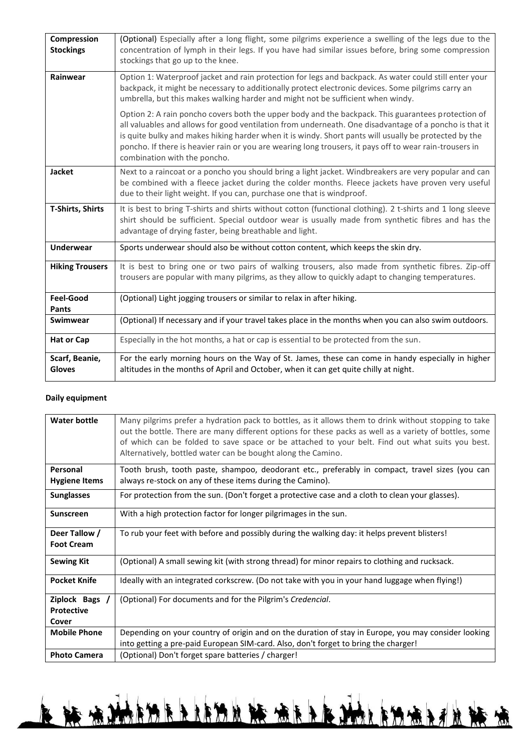| Compression Stockings | (Optional) Especially after a long flight, some pilgrims experience a swelling of the legs due to the concentration of lymph in their legs. If you have had similar issues before, bring some compression stockings that go up to the knee. |
|---|---|
| Rainwear | Option 1: Waterproof jacket and rain protection for legs and backpack. As water could still enter your backpack, it might be necessary to additionally protect electronic devices. Some pilgrims carry an umbrella, but this makes walking harder and might not be sufficient when windy.<br><br>Option 2: A rain poncho covers both the upper body and the backpack. This guarantees protection of all valuables and allows for good ventilation from underneath. One disadvantage of a poncho is that it is quite bulky and makes hiking harder when it is windy. Short pants will usually be protected by the poncho. If there is heavier rain or you are wearing long trousers, it pays off to wear rain-trousers in combination with the poncho. |
| Jacket | Next to a raincoat or a poncho you should bring a light jacket. Windbreakers are very popular and can be combined with a fleece jacket during the colder months. Fleece jackets have proven very useful due to their light weight. If you can, purchase one that is windproof. |
| T-Shirts, Shirts | It is best to bring T-shirts and shirts without cotton (functional clothing). 2 t-shirts and 1 long sleeve shirt should be sufficient. Special outdoor wear is usually made from synthetic fibres and has the advantage of drying faster, being breathable and light. |
| Underwear | Sports underwear should also be without cotton content, which keeps the skin dry. |
| Hiking Trousers | It is best to bring one or two pairs of walking trousers, also made from synthetic fibres. Zip-off trousers are popular with many pilgrims, as they allow to quickly adapt to changing temperatures. |
| Feel-Good Pants | (Optional) Light jogging trousers or similar to relax in after hiking. |
| Swimwear | (Optional) If necessary and if your travel takes place in the months when you can also swim outdoors. |
| Hat or Cap | Especially in the hot months, a hat or cap is essential to be protected from the sun. |
| Scarf, Beanie, Gloves | For the early morning hours on the Way of St. James, these can come in handy especially in higher altitudes in the months of April and October, when it can get quite chilly at night. |

**Daily equipment**

| Water bottle | Many pilgrims prefer a hydration pack to bottles, as it allows them to drink without stopping to take out the bottle. There are many different options for these packs as well as a variety of bottles, some of which can be folded to save space or be attached to your belt. Find out what suits you best. Alternatively, bottled water can be bought along the Camino. |
|---|---|
| Personal Hygiene Items | Tooth brush, tooth paste, shampoo, deodorant etc., preferably in compact, travel sizes (you can always re-stock on any of these items during the Camino). |
| Sunglasses | For protection from the sun. (Don't forget a protective case and a cloth to clean your glasses). |
| Sunscreen | With a high protection factor for longer pilgrimages in the sun. |
| Deer Tallow / Foot Cream | To rub your feet with before and possibly during the walking day: it helps prevent blisters! |
| Sewing Kit | (Optional) A small sewing kit (with strong thread) for minor repairs to clothing and rucksack. |
| Pocket Knife | Ideally with an integrated corkscrew. (Do not take with you in your hand luggage when flying!) |
| Ziplock Bags / Protective Cover | (Optional) For documents and for the Pilgrim's *Credencial*. |
| Mobile Phone | Depending on your country of origin and on the duration of stay in Europe, you may consider looking into getting a pre-paid European SIM-card. Also, don't forget to bring the charger! |
| Photo Camera | (Optional) Don't forget spare batteries / charger! |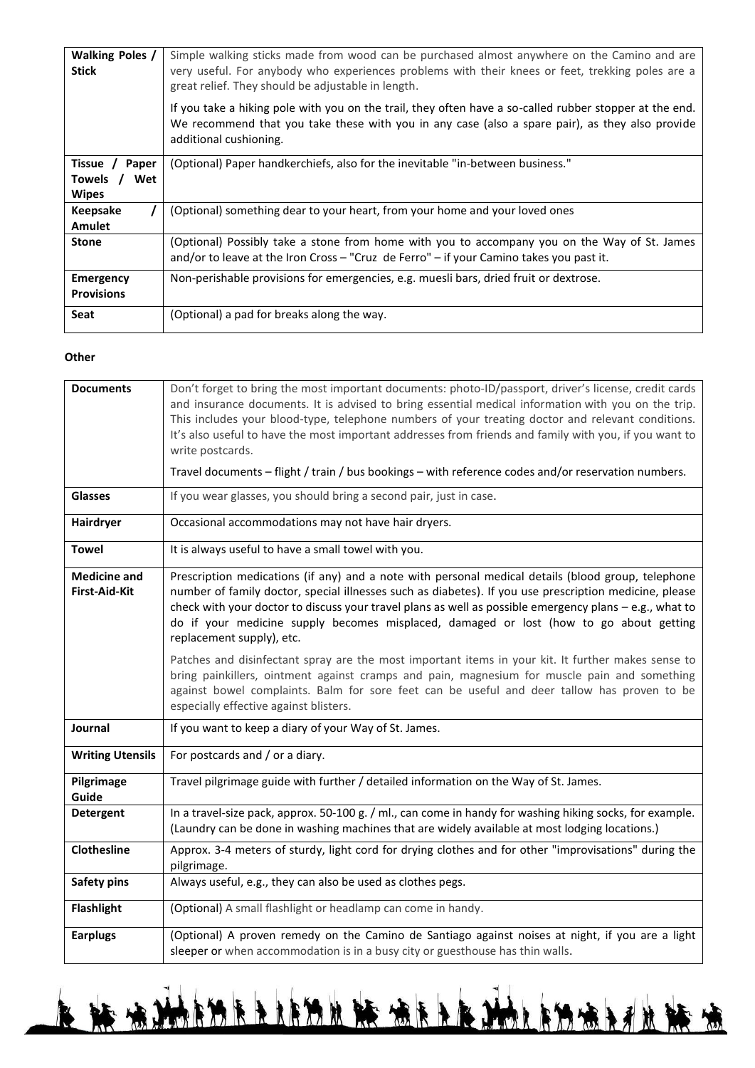| | |
|---|---|
| **Walking Poles / Stick** | Simple walking sticks made from wood can be purchased almost anywhere on the Camino and are very useful. For anybody who experiences problems with their knees or feet, trekking poles are a great relief. They should be adjustable in length.<br><br>If you take a hiking pole with you on the trail, they often have a so-called rubber stopper at the end. We recommend that you take these with you in any case (also a spare pair), as they also provide additional cushioning. |
| **Tissue / Paper Towels / Wet Wipes** | (Optional) Paper handkerchiefs, also for the inevitable "in-between business." |
| **Keepsake / Amulet** | (Optional) something dear to your heart, from your home and your loved ones |
| **Stone** | (Optional) Possibly take a stone from home with you to accompany you on the Way of St. James and/or to leave at the Iron Cross – "Cruz de Ferro" – if your Camino takes you past it. |
| **Emergency Provisions** | Non-perishable provisions for emergencies, e.g. muesli bars, dried fruit or dextrose. |
| **Seat** | (Optional) a pad for breaks along the way. |

**Other**

| | |
|---|---|
| **Documents** | Don't forget to bring the most important documents: photo-ID/passport, driver's license, credit cards and insurance documents. It is advised to bring essential medical information with you on the trip. This includes your blood-type, telephone numbers of your treating doctor and relevant conditions. It's also useful to have the most important addresses from friends and family with you, if you want to write postcards.<br><br>Travel documents – flight / train / bus bookings – with reference codes and/or reservation numbers. |
| **Glasses** | If you wear glasses, you should bring a second pair, just in case. |
| **Hairdryer** | Occasional accommodations may not have hair dryers. |
| **Towel** | It is always useful to have a small towel with you. |
| **Medicine and First-Aid-Kit** | Prescription medications (if any) and a note with personal medical details (blood group, telephone number of family doctor, special illnesses such as diabetes). If you use prescription medicine, please check with your doctor to discuss your travel plans as well as possible emergency plans – e.g., what to do if your medicine supply becomes misplaced, damaged or lost (how to go about getting replacement supply), etc.<br><br>Patches and disinfectant spray are the most important items in your kit. It further makes sense to bring painkillers, ointment against cramps and pain, magnesium for muscle pain and something against bowel complaints. Balm for sore feet can be useful and deer tallow has proven to be especially effective against blisters. |
| **Journal** | If you want to keep a diary of your Way of St. James. |
| **Writing Utensils** | For postcards and / or a diary. |
| **Pilgrimage Guide** | Travel pilgrimage guide with further / detailed information on the Way of St. James. |
| **Detergent** | In a travel-size pack, approx. 50-100 g. / ml., can come in handy for washing hiking socks, for example. (Laundry can be done in washing machines that are widely available at most lodging locations.) |
| **Clothesline** | Approx. 3-4 meters of sturdy, light cord for drying clothes and for other "improvisations" during the pilgrimage. |
| **Safety pins** | Always useful, e.g., they can also be used as clothes pegs. |
| **Flashlight** | (Optional) A small flashlight or headlamp can come in handy. |
| **Earplugs** | (Optional) A proven remedy on the Camino de Santiago against noises at night, if you are a light sleeper or when accommodation is in a busy city or guesthouse has thin walls. |